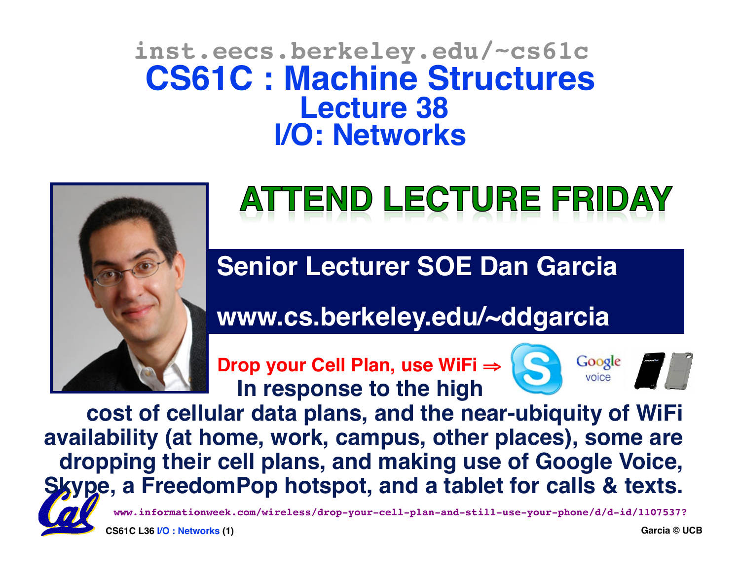inst.eecs.berkeley.edu/~cs61c

# CS61C : Machine Structures

## Lecture 38
## I/O: Networks

**ATTEND LECTURE FRIDAY**

**Senior Lecturer SOE Dan Garcia**

**www.cs.berkeley.edu/~ddgarcia**

**Drop your Cell Plan, use WiFi ⇒** In response to the high cost of cellular data plans, and the near-ubiquity of WiFi availability (at home, work, campus, other places), some are dropping their cell plans, and making use of Google Voice, Skype, a FreedomPop hotspot, and a tablet for calls & texts.

www.informationweek.com/wireless/drop-your-cell-plan-and-still-use-your-phone/d/d-id/1107537?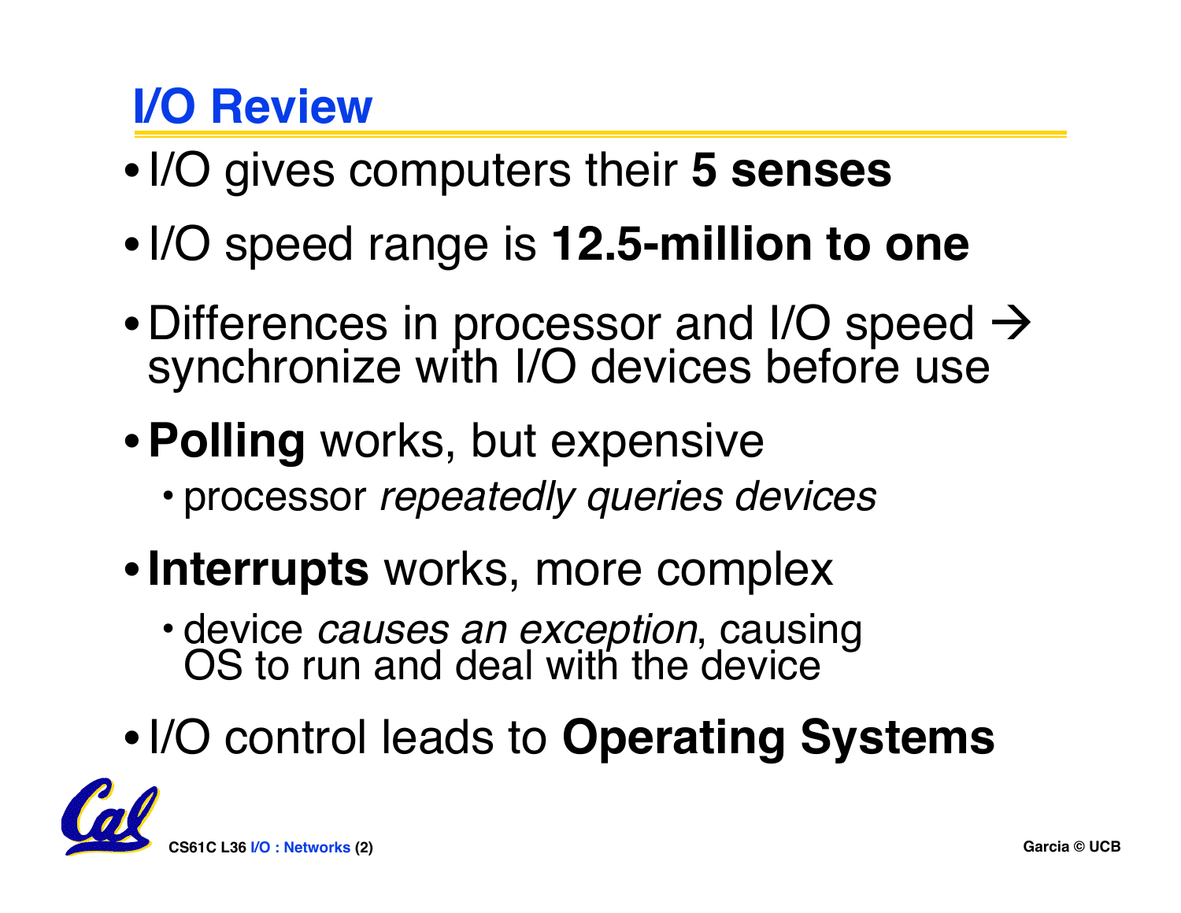# I/O Review

- I/O gives computers their **5 senses**
- I/O speed range is **12.5-million to one**
- Differences in processor and I/O speed → synchronize with I/O devices before use
- **Polling** works, but expensive
  - processor *repeatedly queries devices*
- **Interrupts** works, more complex
  - device *causes an exception*, causing OS to run and deal with the device
- I/O control leads to **Operating Systems**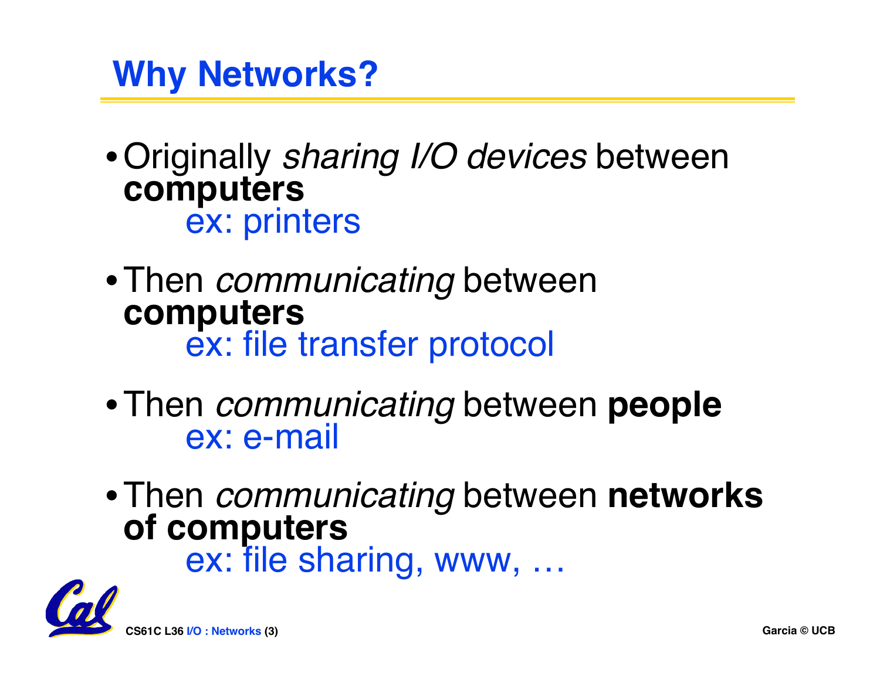# Why Networks?

- Originally *sharing I/O devices* between **computers**
  ex: printers
- Then *communicating* between **computers**
  ex: file transfer protocol
- Then *communicating* between **people**
  ex: e-mail
- Then *communicating* between **networks of computers**
  ex: file sharing, www, …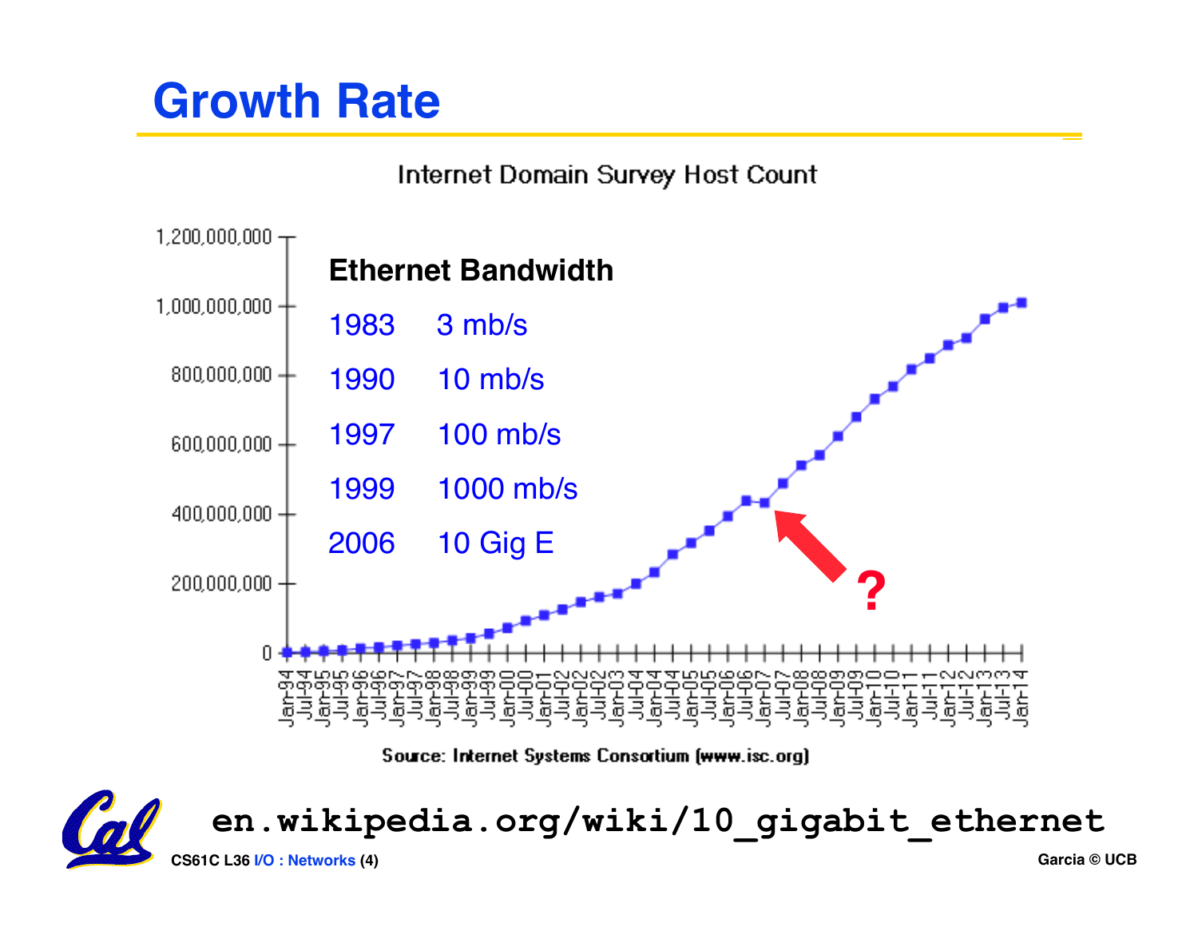# Growth Rate

Internet Domain Survey Host Count

**Ethernet Bandwidth**

| | |
|---|---|
| 1983 | 3 mb/s |
| 1990 | 10 mb/s |
| 1997 | 100 mb/s |
| 1999 | 1000 mb/s |
| 2006 | 10 Gig E |

?

Source: Internet Systems Consortium (www.isc.org)

en.wikipedia.org/wiki/10_gigabit_ethernet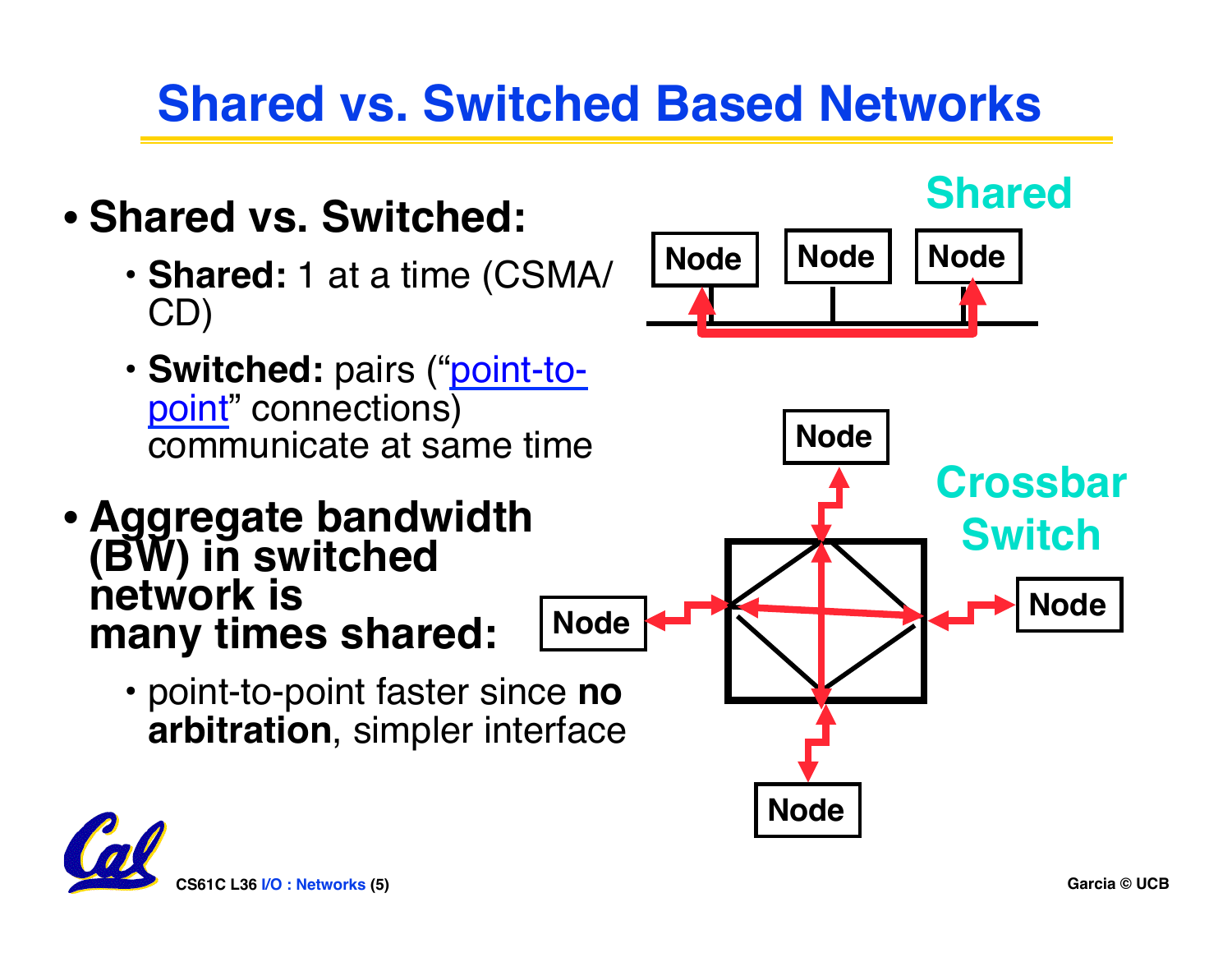# Shared vs. Switched Based Networks

- **Shared vs. Switched:**
  - **Shared:** 1 at a time (CSMA/CD)
  - **Switched:** pairs ("point-to-point" connections) communicate at same time
- **Aggregate bandwidth (BW) in switched network is many times shared:**
  - point-to-point faster since **no arbitration**, simpler interface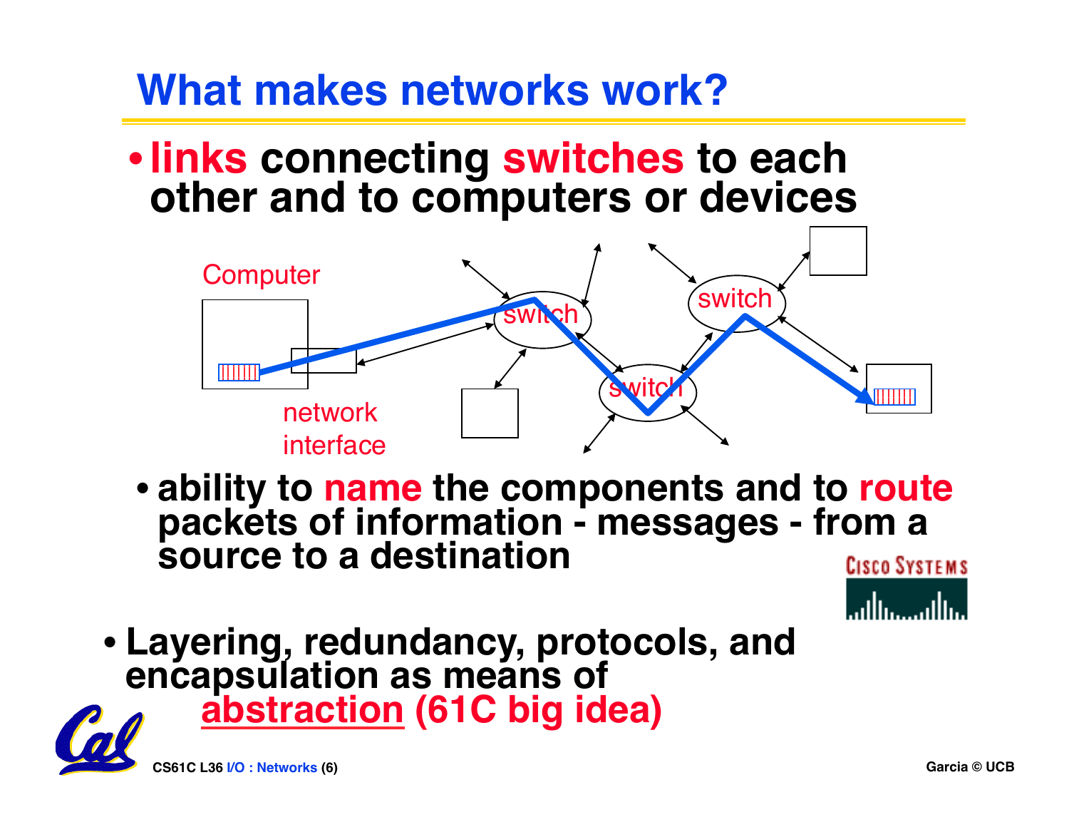# What makes networks work?

- **links connecting switches to each other and to computers or devices**

Computer

network interface

switch

switch

switch

- **ability to name the components and to route packets of information - messages - from a source to a destination**

- **Layering, redundancy, protocols, and encapsulation as means of abstraction (61C big idea)**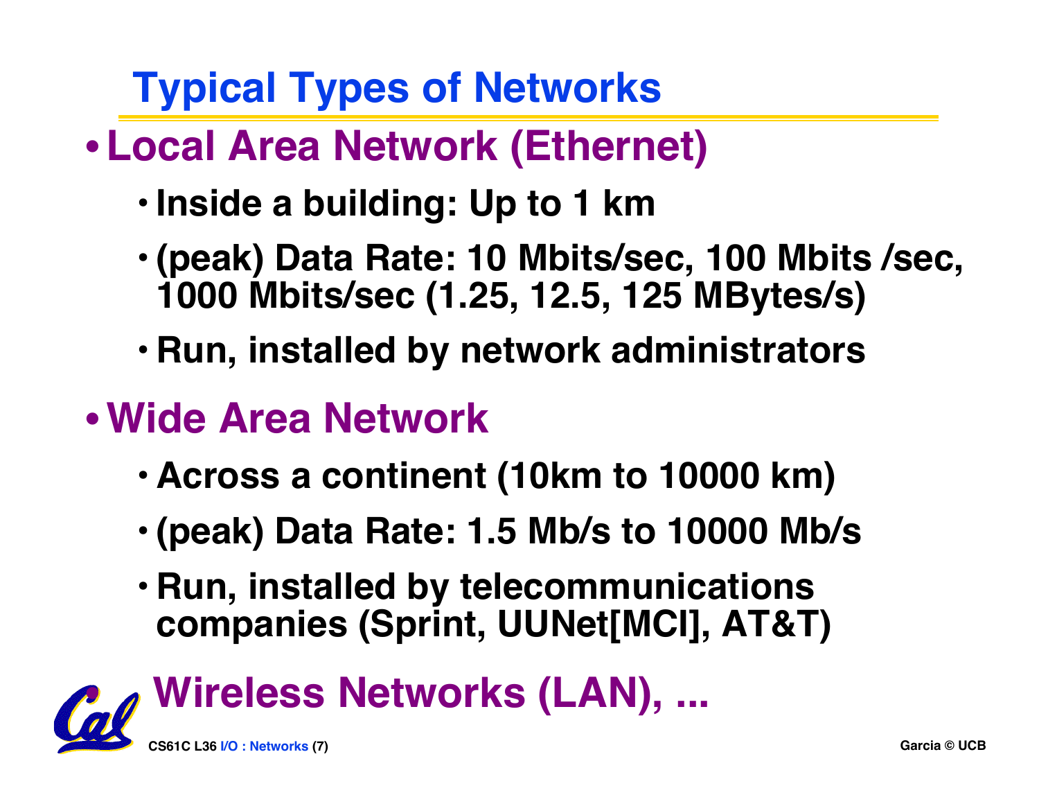# Typical Types of Networks

- **Local Area Network (Ethernet)**
  - Inside a building: Up to 1 km
  - (peak) Data Rate: 10 Mbits/sec, 100 Mbits /sec, 1000 Mbits/sec (1.25, 12.5, 125 MBytes/s)
  - Run, installed by network administrators
- **Wide Area Network**
  - Across a continent (10km to 10000 km)
  - (peak) Data Rate: 1.5 Mb/s to 10000 Mb/s
  - Run, installed by telecommunications companies (Sprint, UUNet[MCI], AT&T)
- **Wireless Networks (LAN), ...**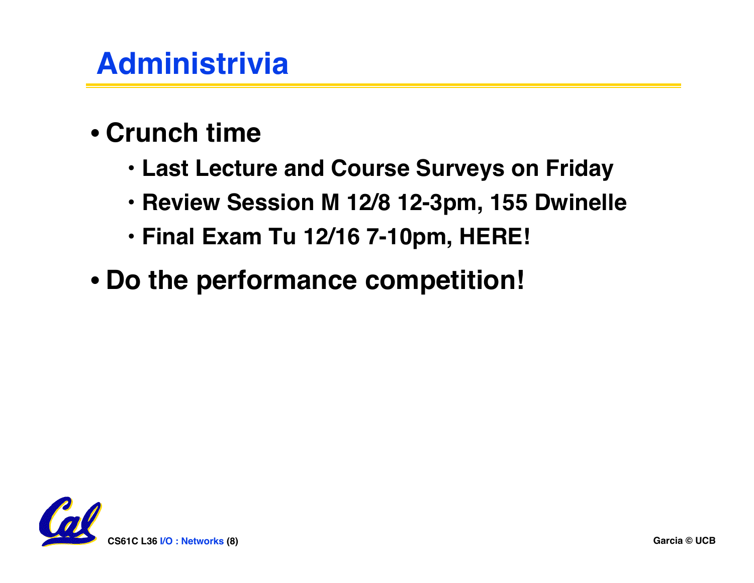# Administrivia

- Crunch time
  - Last Lecture and Course Surveys on Friday
  - Review Session M 12/8 12-3pm, 155 Dwinelle
  - Final Exam Tu 12/16 7-10pm, HERE!
- Do the performance competition!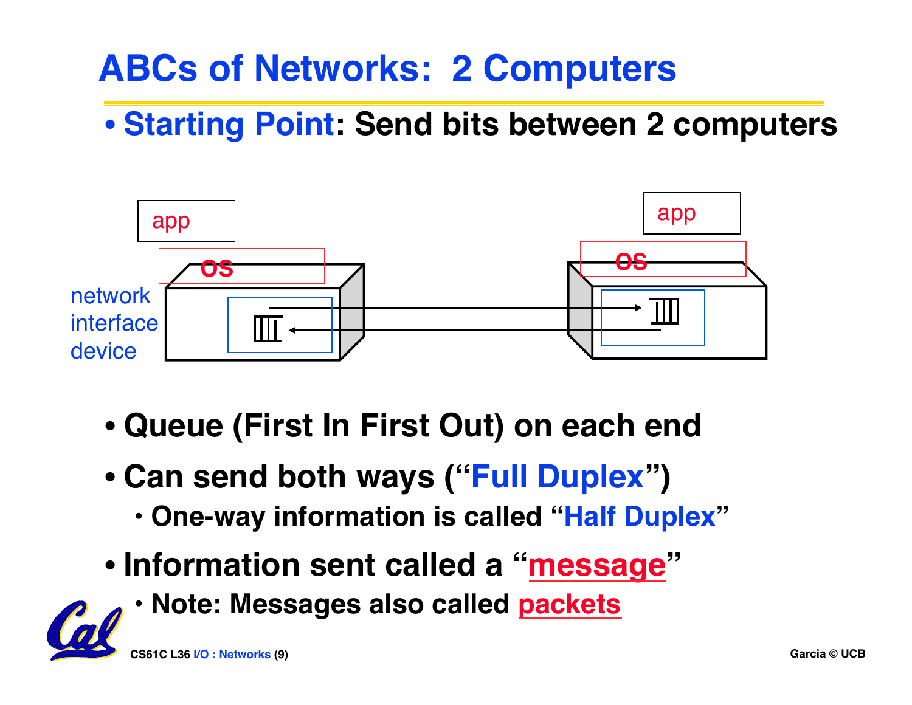# ABCs of Networks: 2 Computers

- **Starting Point: Send bits between 2 computers**

app

os

network interface device

app

os

- **Queue (First In First Out) on each end**
- **Can send both ways ("Full Duplex")**
  - **One-way information is called "Half Duplex"**
- **Information sent called a "message"**
  - **Note: Messages also called packets**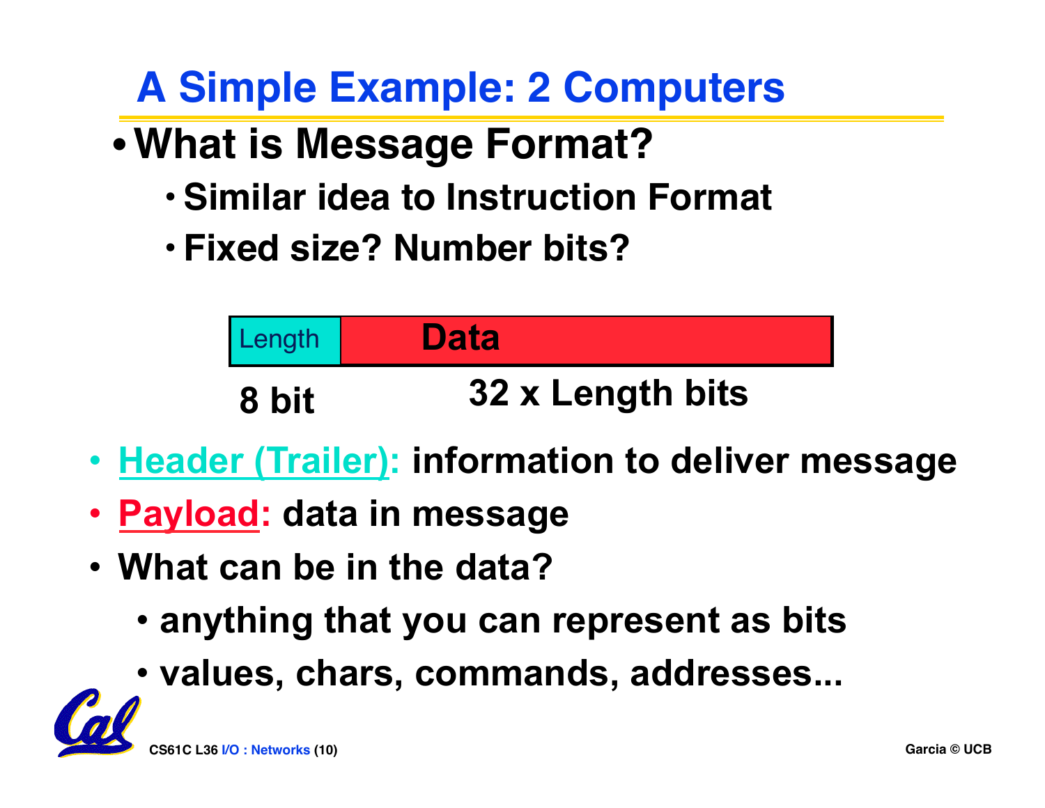# A Simple Example: 2 Computers

- **What is Message Format?**
  - **Similar idea to Instruction Format**
  - **Fixed size? Number bits?**

| Length | Data |
| --- | --- |
| 8 bit | 32 x Length bits |

- **Header (Trailer): information to deliver message**
- **Payload: data in message**
- **What can be in the data?**
  - **anything that you can represent as bits**
  - **values, chars, commands, addresses...**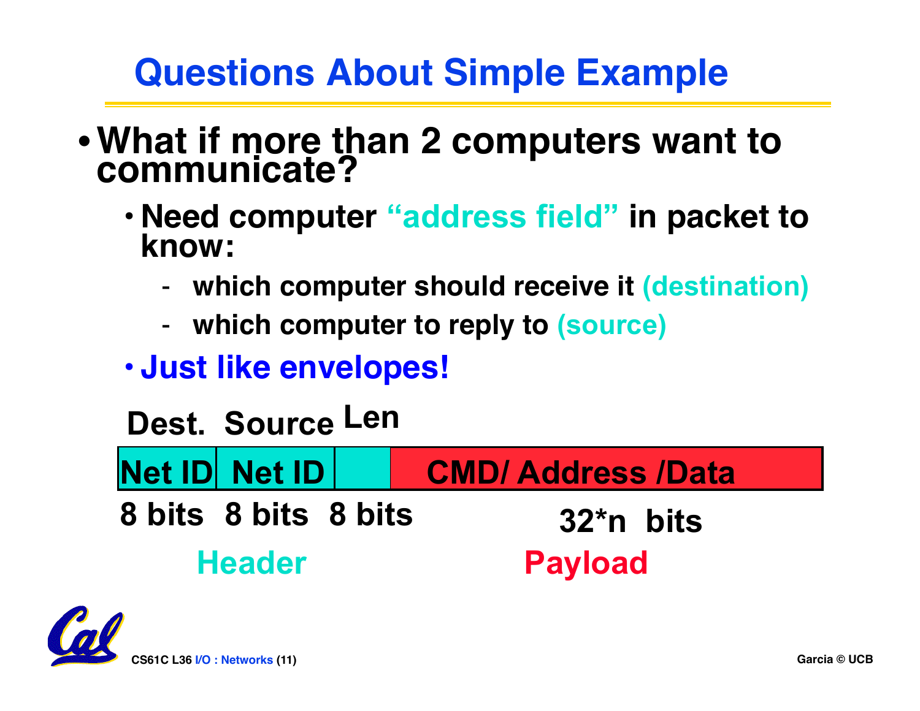# Questions About Simple Example

- **What if more than 2 computers want to communicate?**
  - **Need computer "address field" in packet to know:**
    - **which computer should receive it (destination)**
    - **which computer to reply to (source)**
  - **Just like envelopes!**

| Dest. | Source | Len | |
|---|---|---|---|
| Net ID | Net ID | | CMD/ Address /Data |
| 8 bits | 8 bits | 8 bits | 32*n bits |
| Header | | | Payload |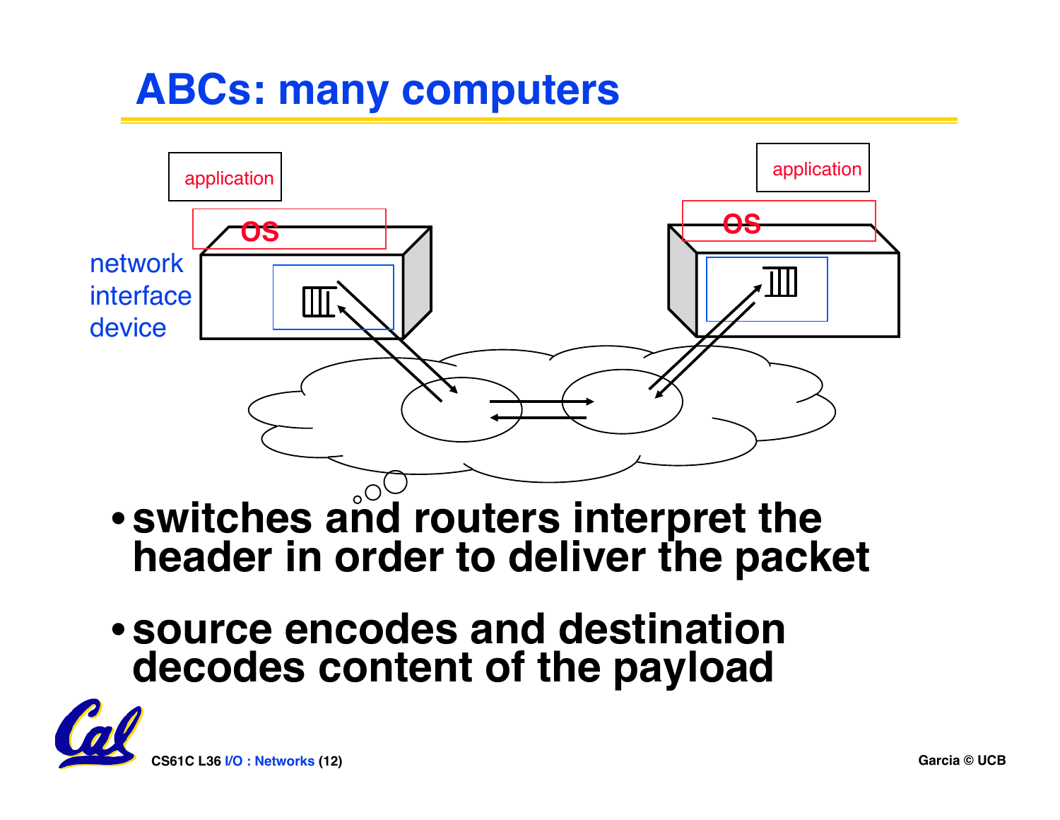# ABCs: many computers

application

OS

network interface device

application

OS

- switches and routers interpret the header in order to deliver the packet
- source encodes and destination decodes content of the payload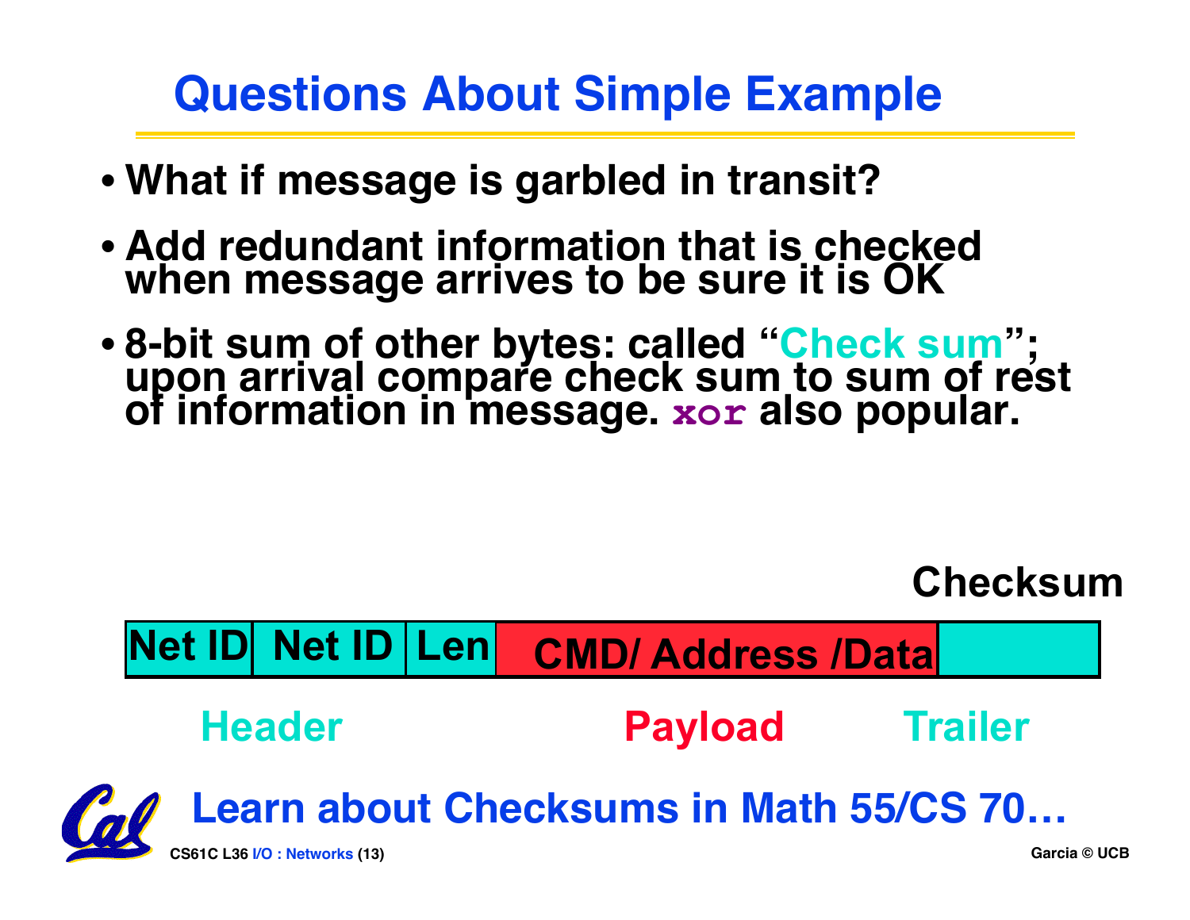# Questions About Simple Example

- What if message is garbled in transit?
- Add redundant information that is checked when message arrives to be sure it is OK
- 8-bit sum of other bytes: called "Check sum"; upon arrival compare check sum to sum of rest of information in message. `xor` also popular.

| Net ID | Net ID | Len | CMD/ Address /Data | Checksum |
| --- | --- | --- | --- | --- |
| Header | | | Payload | Trailer |

Learn about Checksums in Math 55/CS 70…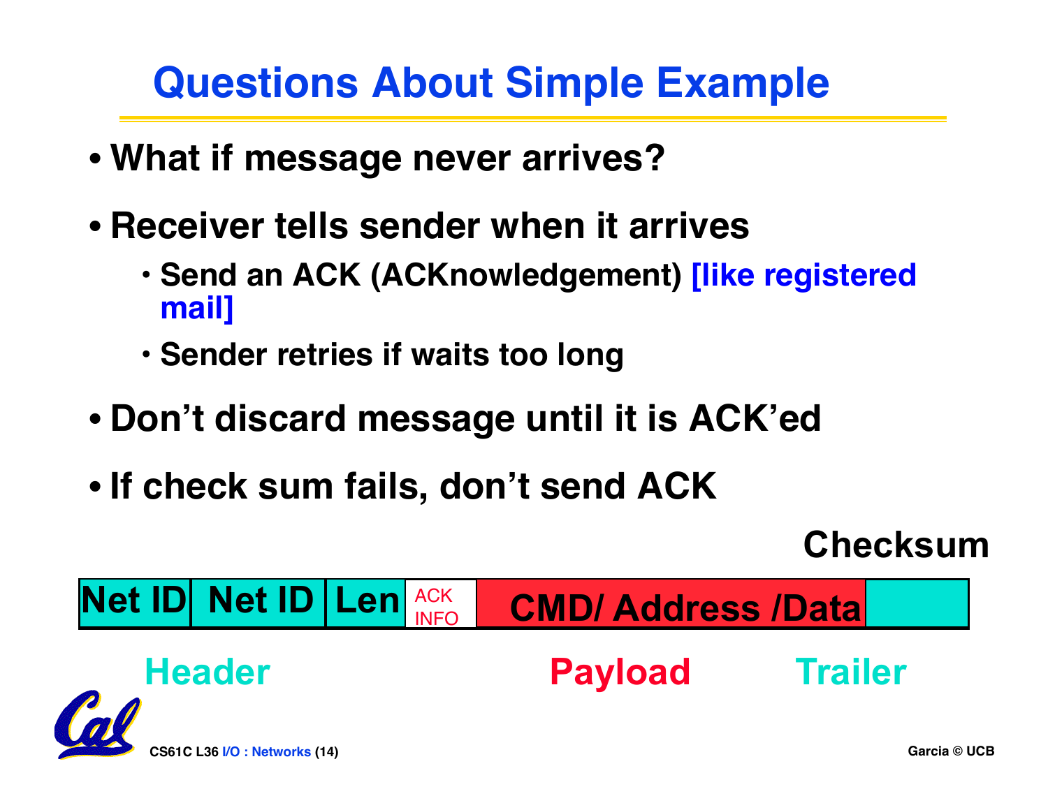# Questions About Simple Example

- What if message never arrives?
- Receiver tells sender when it arrives
  - Send an ACK (ACKnowledgement) [like registered mail]
  - Sender retries if waits too long
- Don't discard message until it is ACK'ed
- If check sum fails, don't send ACK

| Net ID | Net ID | Len | ACK INFO | CMD/ Address /Data | Checksum |
|---|---|---|---|---|---|
| Header | | | | Payload | Trailer |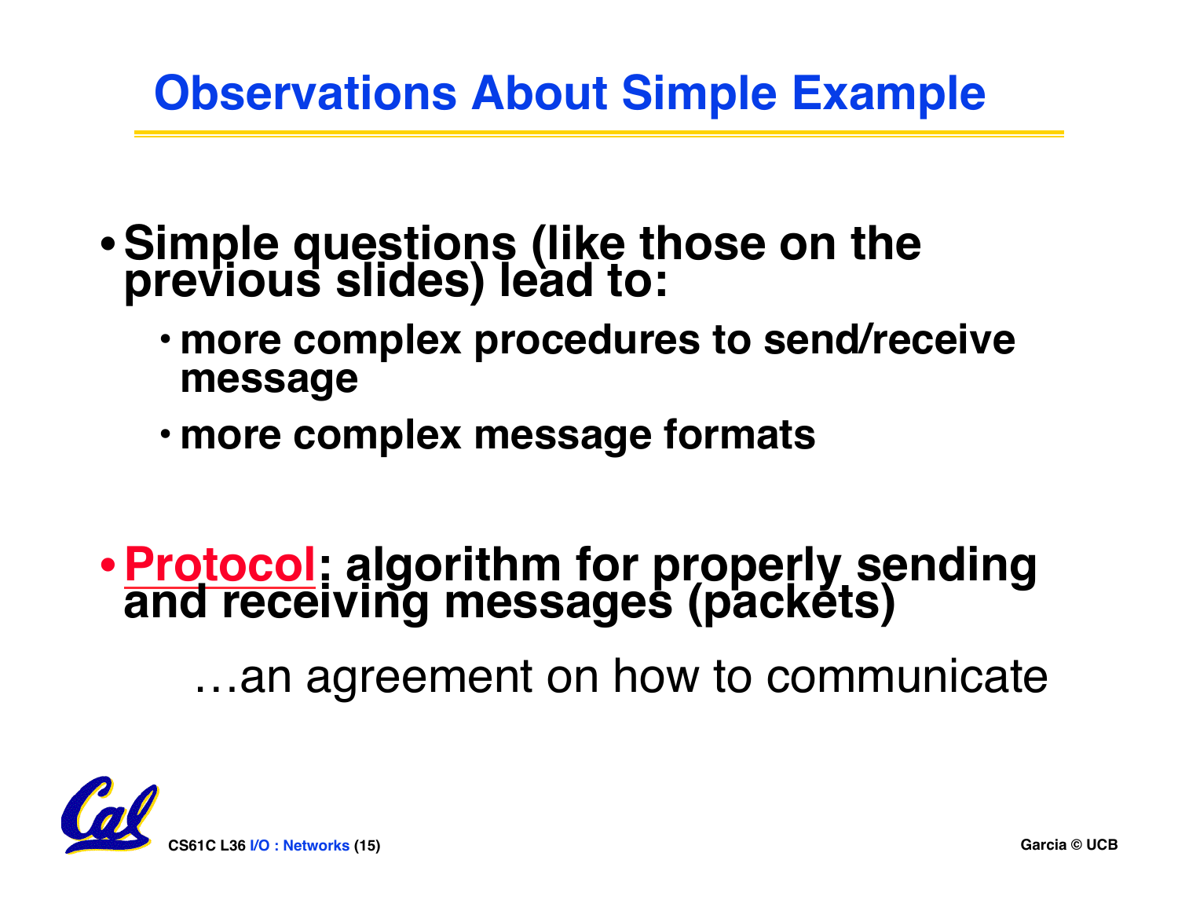# Observations About Simple Example

- **Simple questions (like those on the previous slides) lead to:**
  - **more complex procedures to send/receive message**
  - **more complex message formats**

- **Protocol: algorithm for properly sending and receiving messages (packets)**

  …an agreement on how to communicate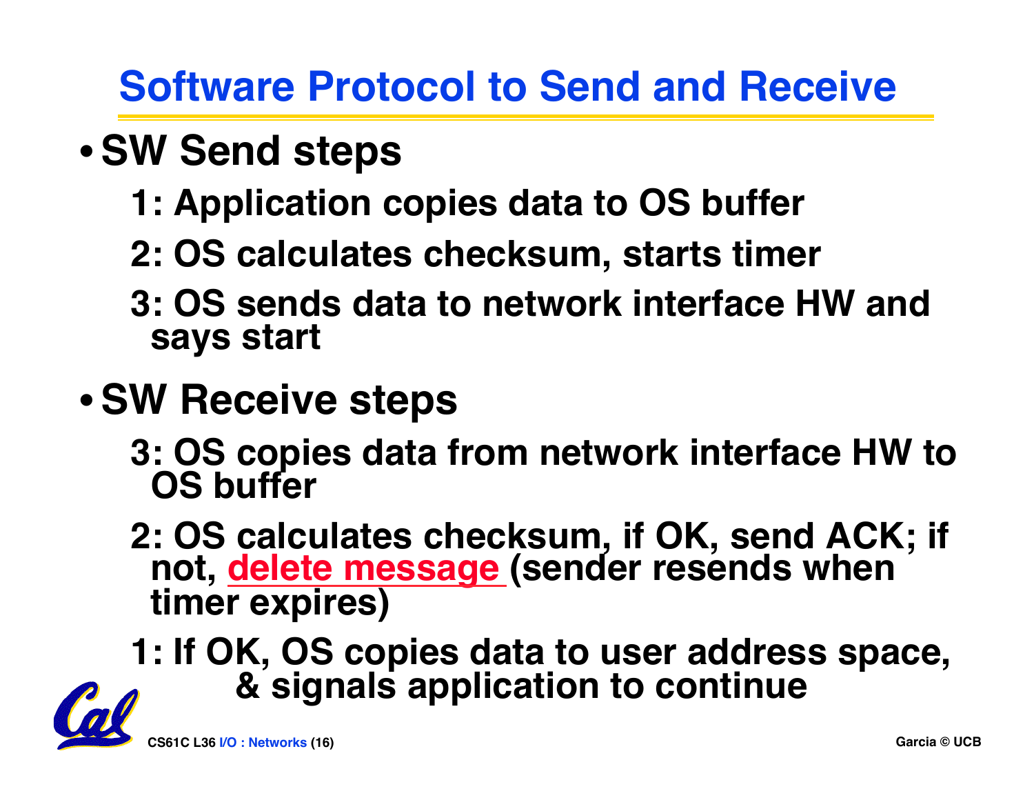# Software Protocol to Send and Receive

- **SW Send steps**
  - 1: Application copies data to OS buffer
  - 2: OS calculates checksum, starts timer
  - 3: OS sends data to network interface HW and says start
- **SW Receive steps**
  - 3: OS copies data from network interface HW to OS buffer
  - 2: OS calculates checksum, if OK, send ACK; if not, delete message (sender resends when timer expires)
  - 1: If OK, OS copies data to user address space, & signals application to continue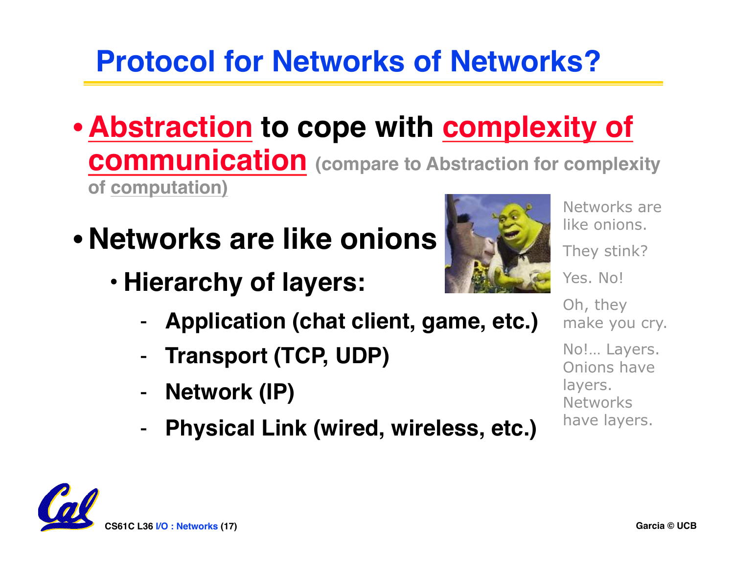# Protocol for Networks of Networks?

- **Abstraction to cope with complexity of communication** (compare to Abstraction for complexity of computation)
- **Networks are like onions**
  - **Hierarchy of layers:**
    - **Application (chat client, game, etc.)**
    - **Transport (TCP, UDP)**
    - **Network (IP)**
    - **Physical Link (wired, wireless, etc.)**

Networks are like onions.

They stink?

Yes. No!

Oh, they make you cry.

No!… Layers. Onions have layers. Networks have layers.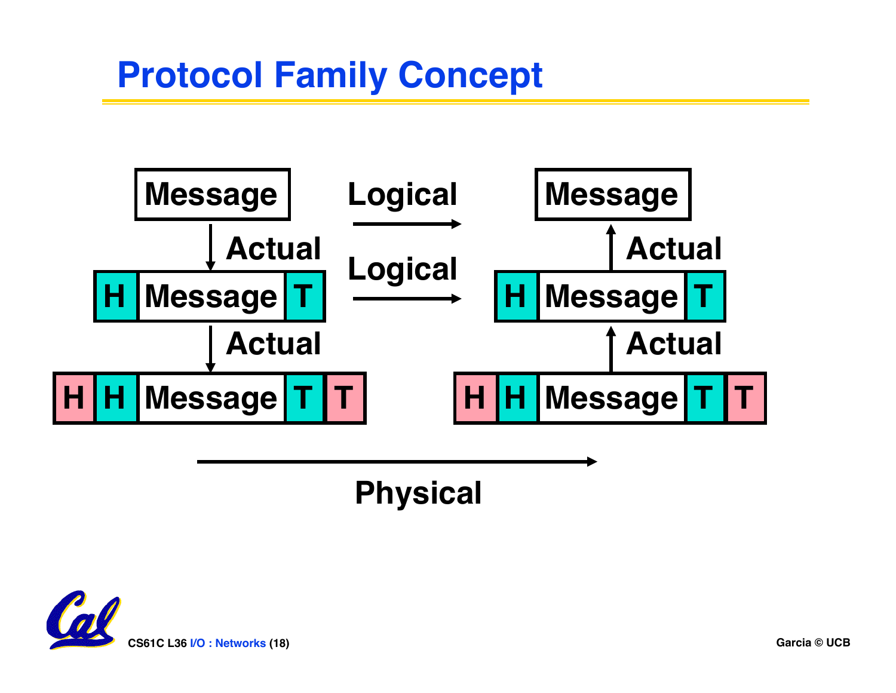# Protocol Family Concept

Message — Logical → Message

Actual ↓ / Actual ↑

H | Message | T — Logical → H | Message | T

Actual ↓ / Actual ↑

H | H | Message | T | T → H | H | Message | T | T

Physical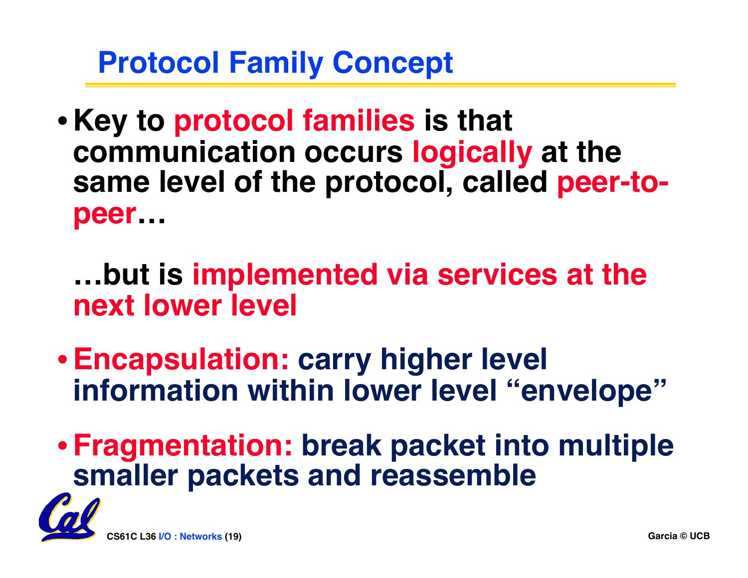# Protocol Family Concept

- **Key to protocol families is that communication occurs logically at the same level of the protocol, called peer-to-peer…**

  **…but is implemented via services at the next lower level**

- **Encapsulation: carry higher level information within lower level "envelope"**

- **Fragmentation: break packet into multiple smaller packets and reassemble**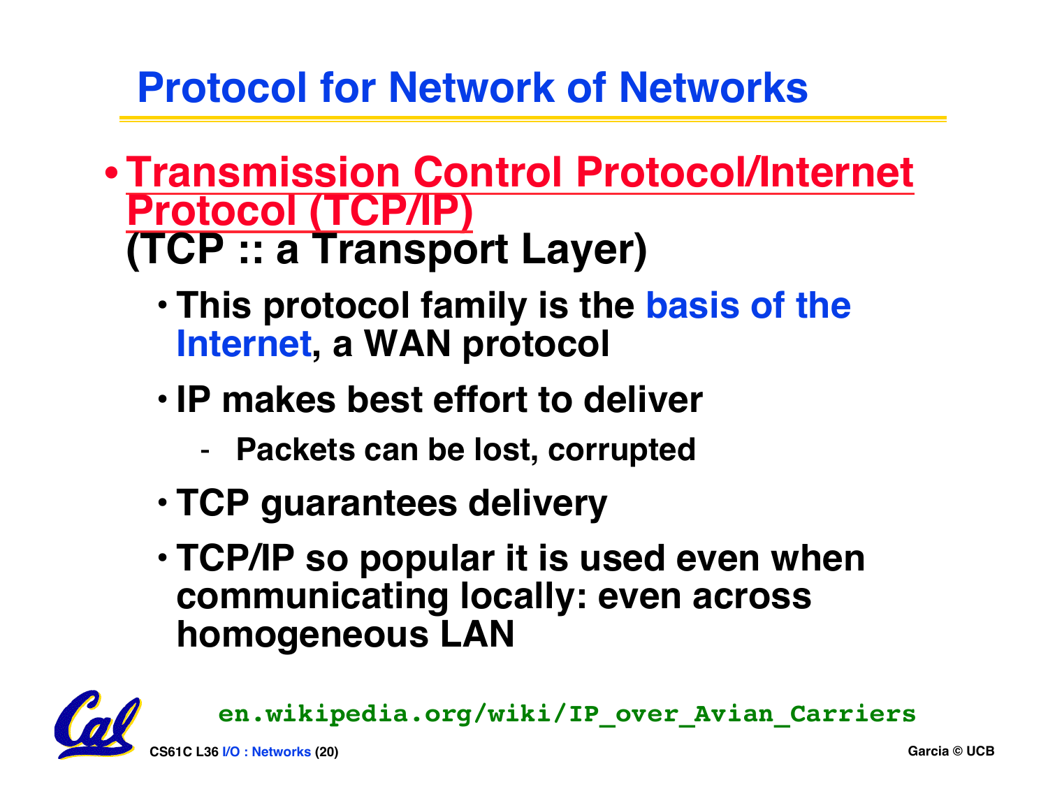# Protocol for Network of Networks

- **Transmission Control Protocol/Internet Protocol (TCP/IP)**
  **(TCP :: a Transport Layer)**
  - **This protocol family is the basis of the Internet, a WAN protocol**
  - **IP makes best effort to deliver**
    - **Packets can be lost, corrupted**
  - **TCP guarantees delivery**
  - **TCP/IP so popular it is used even when communicating locally: even across homogeneous LAN**

en.wikipedia.org/wiki/IP_over_Avian_Carriers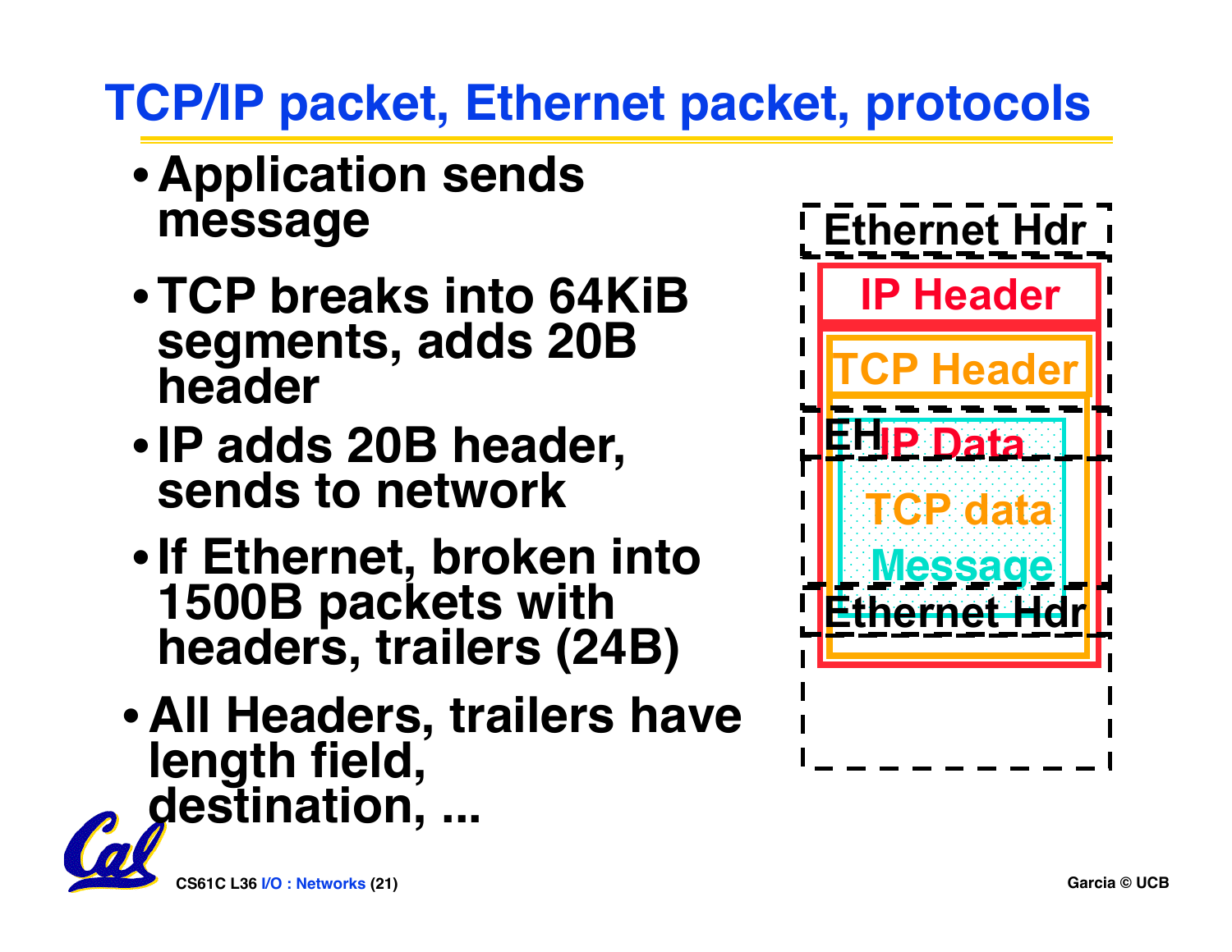# TCP/IP packet, Ethernet packet, protocols

- Application sends message
- TCP breaks into 64KiB segments, adds 20B header
- IP adds 20B header, sends to network
- If Ethernet, broken into 1500B packets with headers, trailers (24B)
- All Headers, trailers have length field, destination, ...

Ethernet Hdr

IP Header

TCP Header

EH IP Data

TCP data

Message

Ethernet Hdr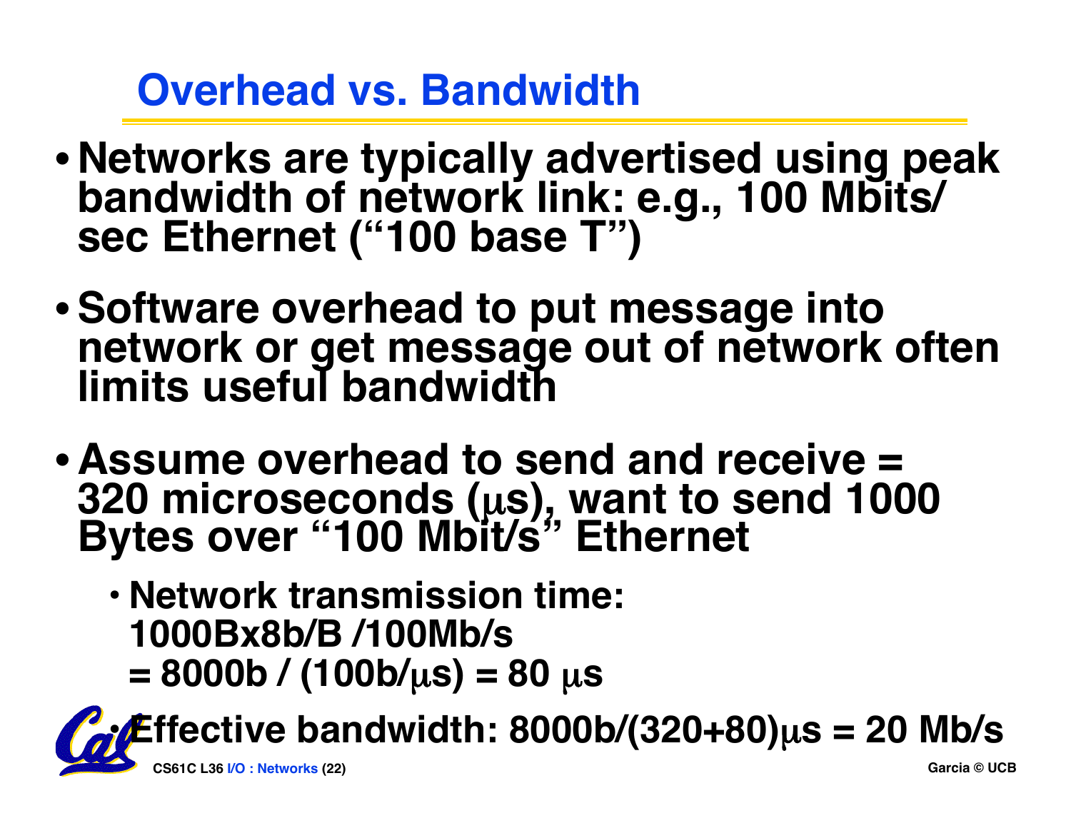# Overhead vs. Bandwidth

- Networks are typically advertised using peak bandwidth of network link: e.g., 100 Mbits/sec Ethernet ("100 base T")
- Software overhead to put message into network or get message out of network often limits useful bandwidth
- Assume overhead to send and receive = 320 microseconds (μs), want to send 1000 Bytes over "100 Mbit/s" Ethernet
  - Network transmission time: 1000Bx8b/B /100Mb/s = 8000b / (100b/μs) = 80 μs
  - Effective bandwidth: 8000b/(320+80)μs = 20 Mb/s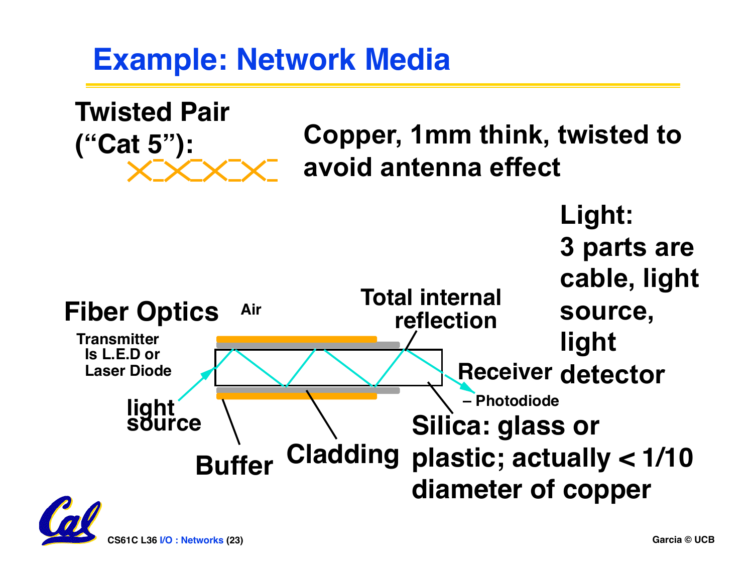# Example: Network Media

**Twisted Pair ("Cat 5"):**

Copper, 1mm think, twisted to avoid antenna effect

**Fiber Optics**

Air

Transmitter Is L.E.D or Laser Diode

light source

Total internal reflection

Receiver – Photodiode

Buffer

Cladding

Silica: glass or plastic; actually < 1/10 diameter of copper

Light: 3 parts are cable, light source, light detector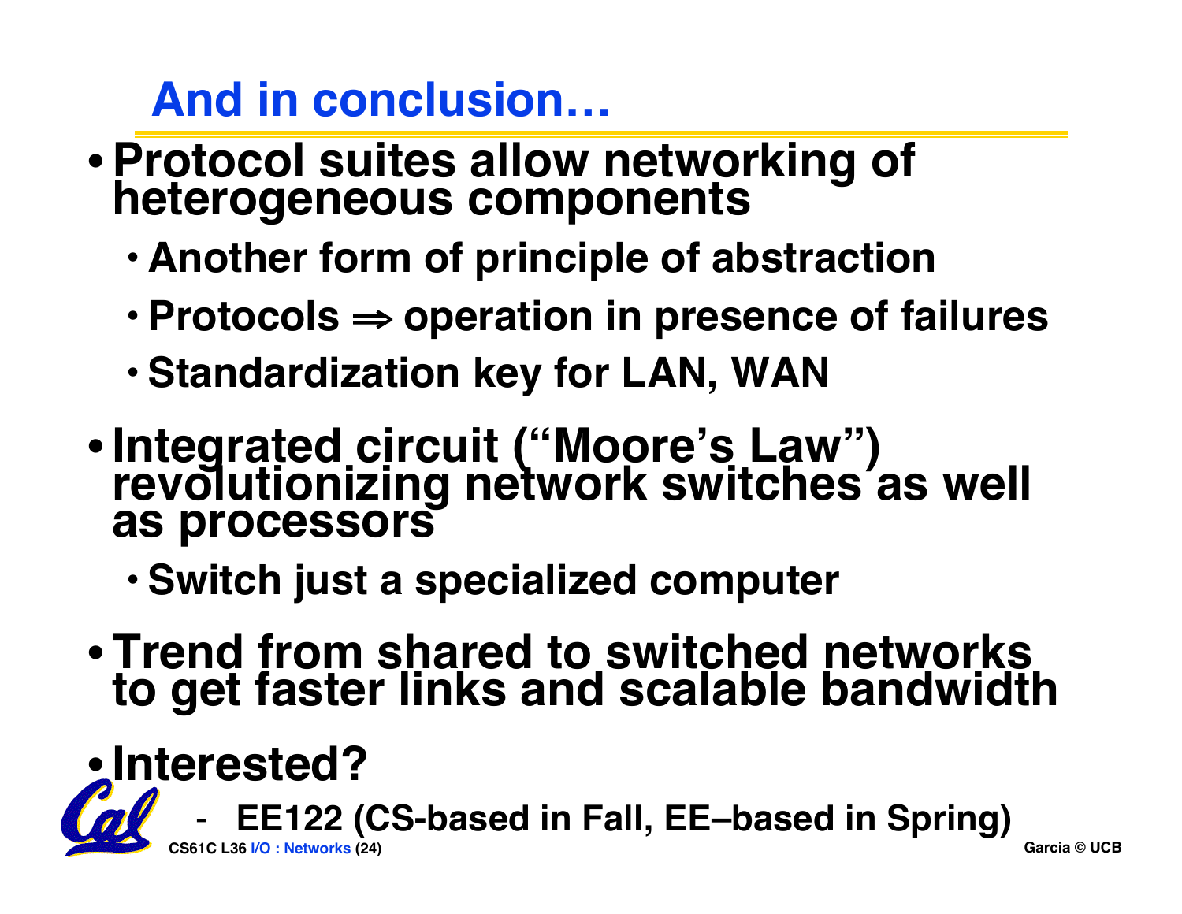## And in conclusion…

- **Protocol suites allow networking of heterogeneous components**
  - **Another form of principle of abstraction**
  - **Protocols ⇒ operation in presence of failures**
  - **Standardization key for LAN, WAN**
- **Integrated circuit ("Moore's Law") revolutionizing network switches as well as processors**
  - **Switch just a specialized computer**
- **Trend from shared to switched networks to get faster links and scalable bandwidth**
- **Interested?**
  - **EE122 (CS-based in Fall, EE–based in Spring)**